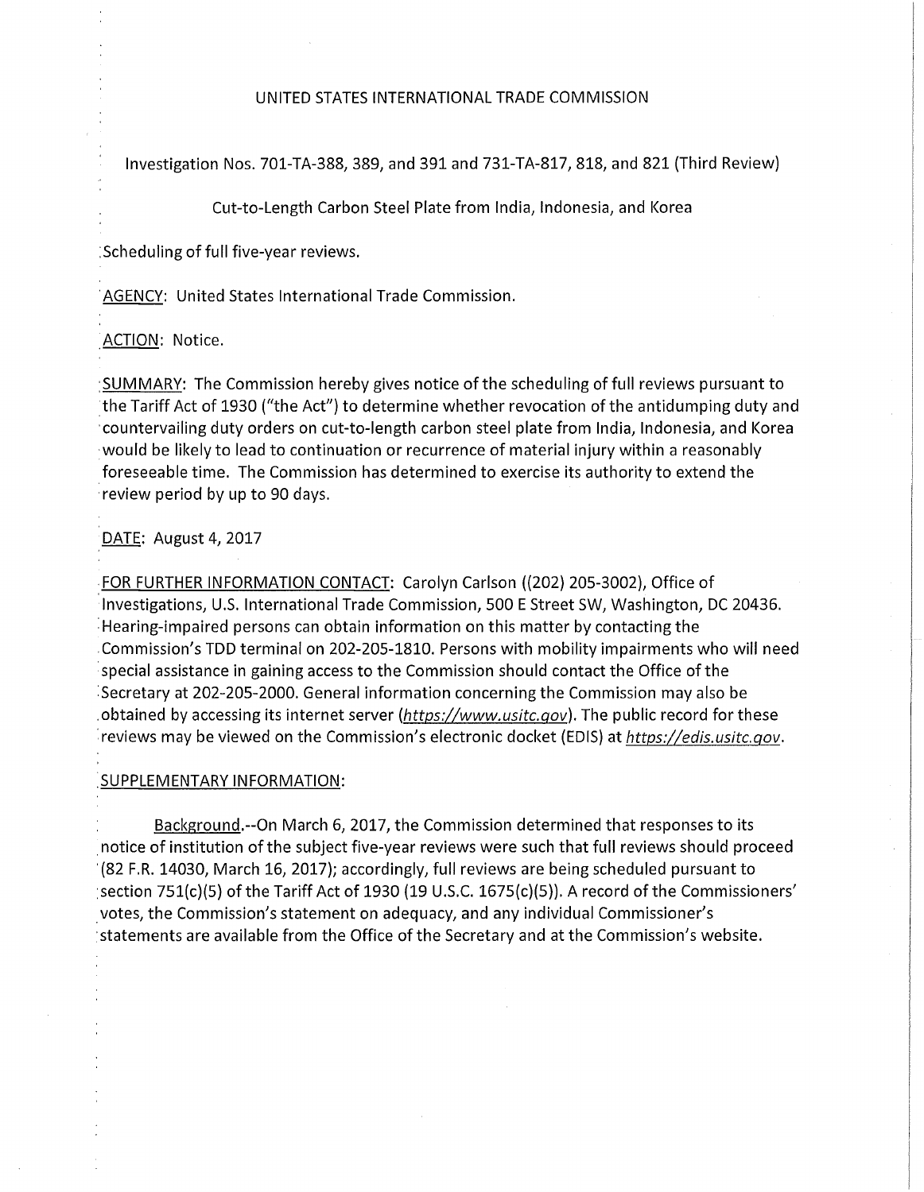UNITED STATES INTERNATIONAL TRADE COMMISSION

Investigation Nos. 701-TA-388, 389, and 391 and 731-TA-817, 818, and 821 (Third Review)

Cut-to-Length Carbon Steel Plate from India, Indonesia, and Korea

Scheduling of full five-year reviews.

AGENCY: United States International Trade Commission.

ACTION: Notice.

SUMMARY: The Commission hereby gives notice of the scheduling of full reviews pursuant to the Tariff Act of 1930 ("the Act") to determine whether revocation of the antidumping duty and countervailing duty orders on cut-to-length carbon steel plate from India, Indonesia, and Korea would be likely to lead to continuation or recurrence of material injury within a reasonably foreseeable time. The Commission has determined to exercise its authority to extend the review period by up to 90 days.

DATE: August 4, 2017

FOR FURTHER INFORMATION CONTACT: Carolyn Carlson ((202) 205-3002), Office of Investigations, U.S. International Trade Commission, 500 E Street SW, Washington, DC 20436. Hearing-impaired persons can obtain information on this matter by contacting the Commission's TDD terminal on 202-205-1810. Persons with mobility impairments who will need special assistance in gaining access to the Commission should contact the Office of the Secretary at 202-205-2000. General information concerning the Commission may also be obtained by accessing its internet server (*https://www.usitc.gov*). The public record for these reviews may be viewed on the Commission's electronic docket (EDIS) at *https://edis.usitc.gov*.

SUPPLEMENTARY INFORMATION:

Background.--On March 6, 2017, the Commission determined that responses to its notice of institution of the subject five-year reviews were such that full reviews should proceed (82 F.R. 14030, March 16, 2017); accordingly, full reviews are being scheduled pursuant to section 751(c)(5) of the Tariff Act of 1930 (19 U.S.C. 1675(c)(5)). A record of the Commissioners' votes, the Commission's statement on adequacy, and any individual Commissioner's statements are available from the Office of the Secretary and at the Commission's website.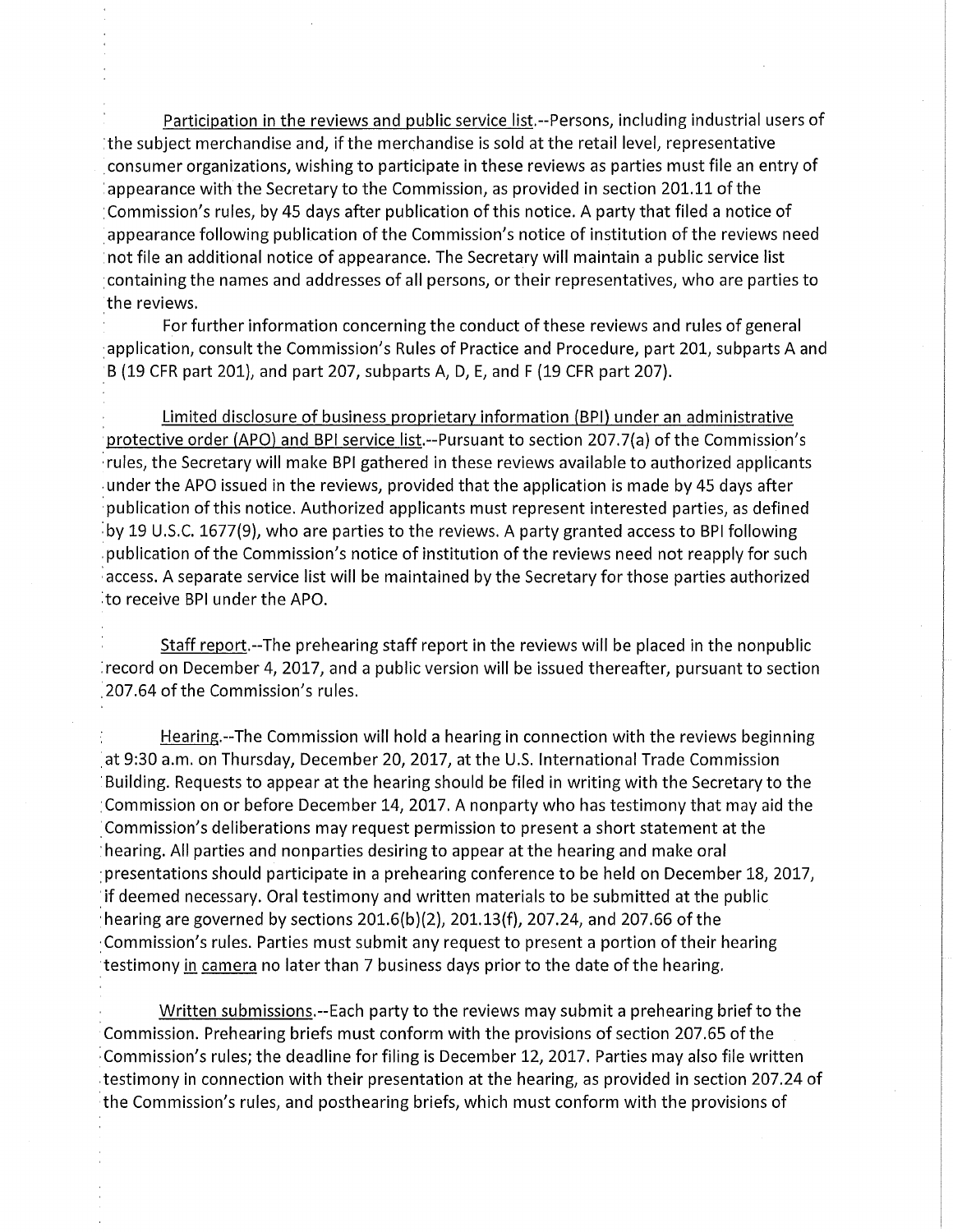Participation in the reviews and public service list.--Persons, including industrial users of the subject merchandise and, if the merchandise is sold at the retail level, representative consumer organizations, wishing to participate in these reviews as parties must file an entry of appearance with the Secretary to the Commission, as provided in section 201.11 of the Commission's rules, by 45 days after publication of this notice. A party that filed a notice of appearance following publication of the Commission's notice of institution of the reviews need not file an additional notice of appearance. The Secretary will maintain a public service list containing the names and addresses of all persons, or their representatives, who are parties to the reviews.

For further information concerning the conduct of these reviews and rules of general application, consult the Commission's Rules of Practice and Procedure, part 201, subparts A and B (19 CFR part 201), and part 207, subparts A, D, E, and F (19 CFR part 207).

Limited disclosure of business proprietary information (BPI) under an administrative protective order (APO) and BPI service list.--Pursuant to section 207.7(a) of the Commission's rules, the Secretary will make BPI gathered in these reviews available to authorized applicants under the APO issued in the reviews, provided that the application is made by 45 days after publication of this notice. Authorized applicants must represent interested parties, as defined by 19 U.S.C. 1677(9), who are parties to the reviews. A party granted access to BPI following publication of the Commission's notice of institution of the reviews need not reapply for such access. A separate service list will be maintained by the Secretary for those parties authorized to receive BPI under the APO.

Staff report.--The prehearing staff report in the reviews will be placed in the nonpublic record on December 4, 2017, and a public version will be issued thereafter, pursuant to section 207.64 of the Commission's rules.

Hearing.--The Commission will hold a hearing in connection with the reviews beginning at 9:30 a.m. on Thursday, December 20, 2017, at the U.S. International Trade Commission Building. Requests to appear at the hearing should be filed in writing with the Secretary to the Commission on or before December 14, 2017. A nonparty who has testimony that may aid the Commission's deliberations may request permission to present a short statement at the hearing. All parties and nonparties desiring to appear at the hearing and make oral presentations should participate in a prehearing conference to be held on December 18, 2017, if deemed necessary. Oral testimony and written materials to be submitted at the public hearing are governed by sections 201.6(b)(2), 201.13(f), 207.24, and 207.66 of the Commission's rules. Parties must submit any request to present a portion of their hearing testimony *in camera* no later than 7 business days prior to the date of the hearing.

Written submissions.--Each party to the reviews may submit a prehearing brief to the Commission. Prehearing briefs must conform with the provisions of section 207.65 of the Commission's rules; the deadline for filing is December 12, 2017. Parties may also file written testimony in connection with their presentation at the hearing, as provided in section 207.24 of the Commission's rules, and posthearing briefs, which must conform with the provisions of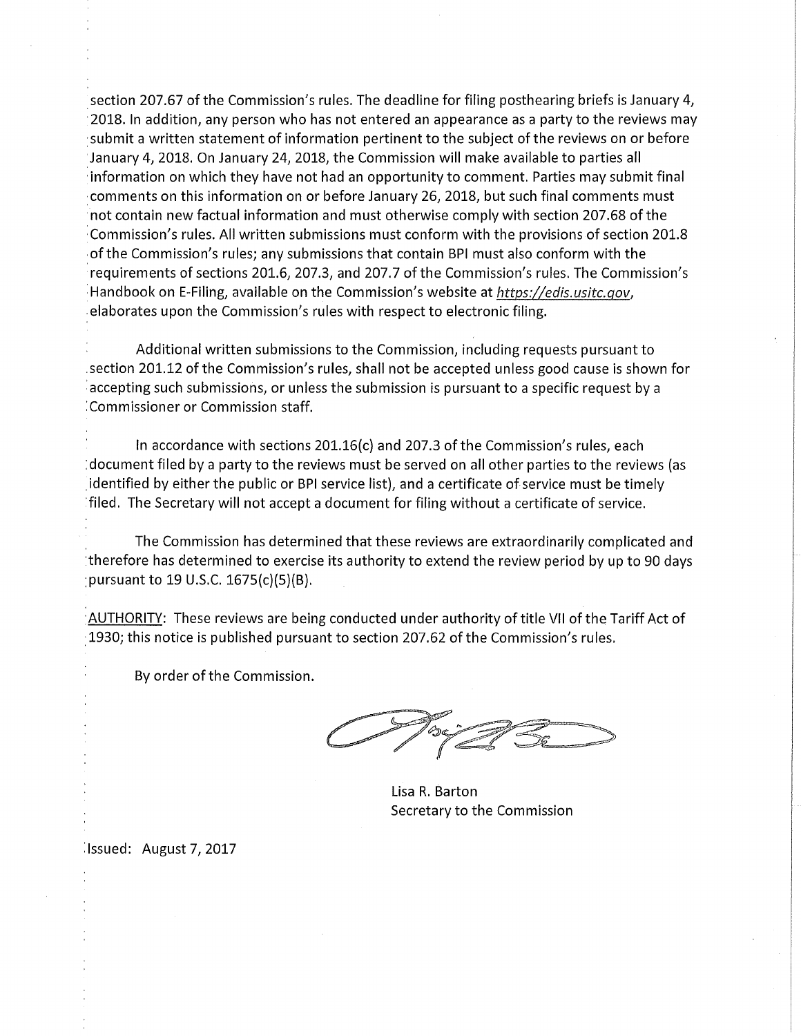section 207.67 of the Commission's rules. The deadline for filing posthearing briefs is January 4, 2018. In addition, any person who has not entered an appearance as a party to the reviews may submit a written statement of information pertinent to the subject of the reviews on or before January 4, 2018. On January 24, 2018, the Commission will make available to parties all information on which they have not had an opportunity to comment. Parties may submit final comments on this information on or before January 26, 2018, but such final comments must not contain new factual information and must otherwise comply with section 207.68 of the Commission's rules. All written submissions must conform with the provisions of section 201.8 of the Commission's rules; any submissions that contain BPI must also conform with the requirements of sections 201.6, 207.3, and 207.7 of the Commission's rules. The Commission's Handbook on E-Filing, available on the Commission's website at *https://edis.usitc.gov*, elaborates upon the Commission's rules with respect to electronic filing.

Additional written submissions to the Commission, including requests pursuant to section 201.12 of the Commission's rules, shall not be accepted unless good cause is shown for accepting such submissions, or unless the submission is pursuant to a specific request by a Commissioner or Commission staff.

In accordance with sections 201.16(c) and 207.3 of the Commission's rules, each document filed by a party to the reviews must be served on all other parties to the reviews (as identified by either the public or BPI service list), and a certificate of service must be timely filed. The Secretary will not accept a document for filing without a certificate of service.

The Commission has determined that these reviews are extraordinarily complicated and therefore has determined to exercise its authority to extend the review period by up to 90 days pursuant to 19 U.S.C. 1675(c)(5)(B).

AUTHORITY: These reviews are being conducted under authority of title VII of the Tariff Act of 1930; this notice is published pursuant to section 207.62 of the Commission's rules.

By order of the Commission.

Lisa R. Barton
Secretary to the Commission

Issued: August 7, 2017